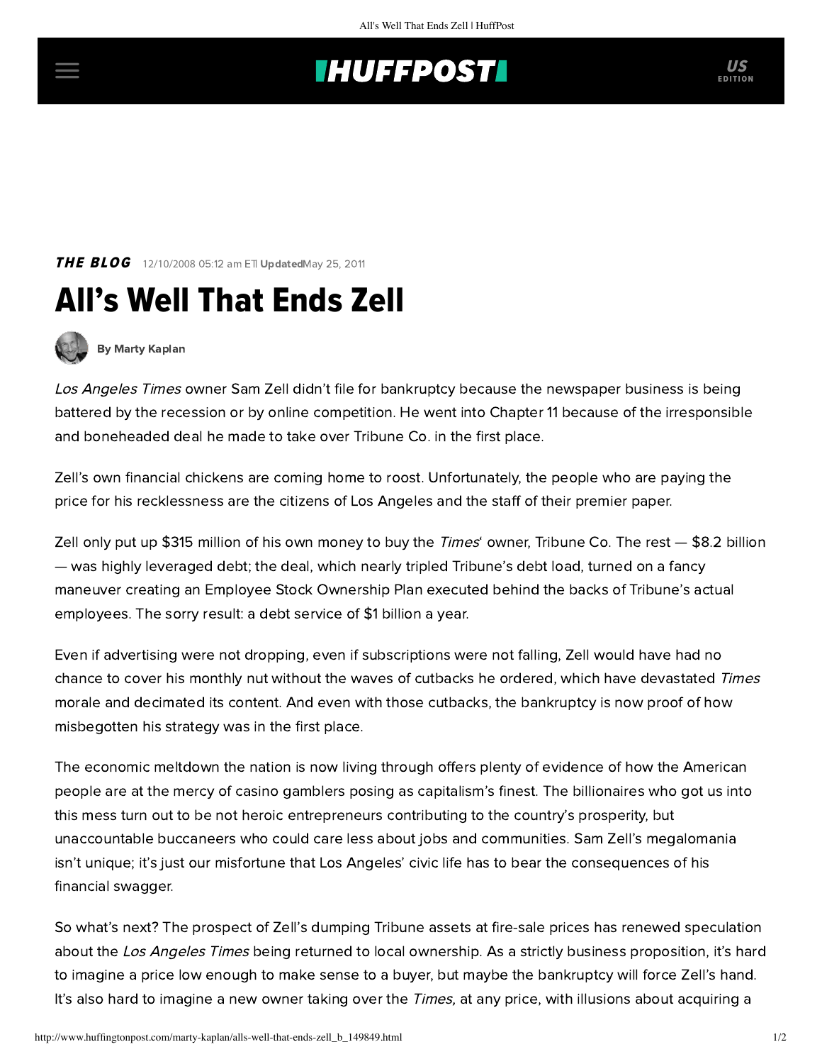**THE BLOG** 12/10/2008 05:12 am ET | Updated May 25, 2011

# All's Well That Ends Zell

By Marty Kaplan

*Los Angeles Times* owner Sam Zell didn't file for bankruptcy because the newspaper business is being battered by the recession or by online competition. He went into Chapter 11 because of the irresponsible and boneheaded deal he made to take over Tribune Co. in the first place.

Zell's own financial chickens are coming home to roost. Unfortunately, the people who are paying the price for his recklessness are the citizens of Los Angeles and the staff of their premier paper.

Zell only put up $315 million of his own money to buy the *Times*' owner, Tribune Co. The rest — $8.2 billion — was highly leveraged debt; the deal, which nearly tripled Tribune's debt load, turned on a fancy maneuver creating an Employee Stock Ownership Plan executed behind the backs of Tribune's actual employees. The sorry result: a debt service of $1 billion a year.

Even if advertising were not dropping, even if subscriptions were not falling, Zell would have had no chance to cover his monthly nut without the waves of cutbacks he ordered, which have devastated *Times* morale and decimated its content. And even with those cutbacks, the bankruptcy is now proof of how misbegotten his strategy was in the first place.

The economic meltdown the nation is now living through offers plenty of evidence of how the American people are at the mercy of casino gamblers posing as capitalism's finest. The billionaires who got us into this mess turn out to be not heroic entrepreneurs contributing to the country's prosperity, but unaccountable buccaneers who could care less about jobs and communities. Sam Zell's megalomania isn't unique; it's just our misfortune that Los Angeles' civic life has to bear the consequences of his financial swagger.

So what's next? The prospect of Zell's dumping Tribune assets at fire-sale prices has renewed speculation about the *Los Angeles Times* being returned to local ownership. As a strictly business proposition, it's hard to imagine a price low enough to make sense to a buyer, but maybe the bankruptcy will force Zell's hand. It's also hard to imagine a new owner taking over the *Times,* at any price, with illusions about acquiring a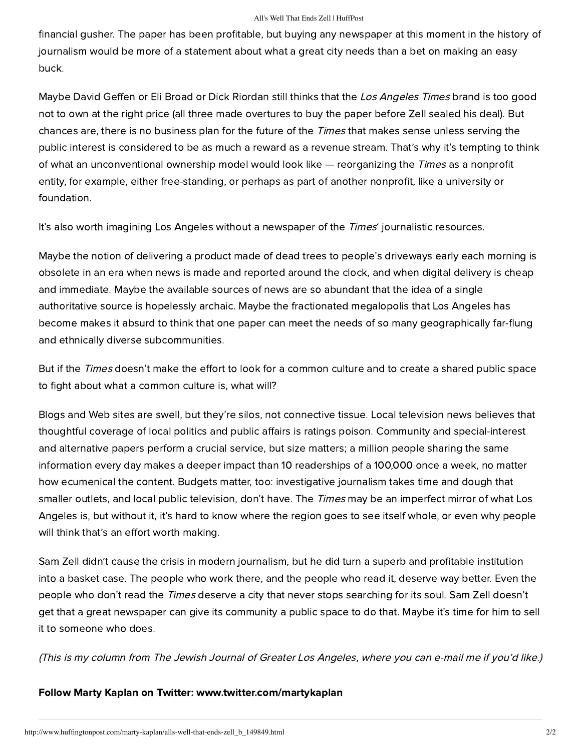financial gusher. The paper has been profitable, but buying any newspaper at this moment in the history of journalism would be more of a statement about what a great city needs than a bet on making an easy buck.

Maybe David Geffen or Eli Broad or Dick Riordan still thinks that the *Los Angeles Times* brand is too good not to own at the right price (all three made overtures to buy the paper before Zell sealed his deal). But chances are, there is no business plan for the future of the *Times* that makes sense unless serving the public interest is considered to be as much a reward as a revenue stream. That's why it's tempting to think of what an unconventional ownership model would look like — reorganizing the *Times* as a nonprofit entity, for example, either free-standing, or perhaps as part of another nonprofit, like a university or foundation.

It's also worth imagining Los Angeles without a newspaper of the *Times*' journalistic resources.

Maybe the notion of delivering a product made of dead trees to people's driveways early each morning is obsolete in an era when news is made and reported around the clock, and when digital delivery is cheap and immediate. Maybe the available sources of news are so abundant that the idea of a single authoritative source is hopelessly archaic. Maybe the fractionated megalopolis that Los Angeles has become makes it absurd to think that one paper can meet the needs of so many geographically far-flung and ethnically diverse subcommunities.

But if the *Times* doesn't make the effort to look for a common culture and to create a shared public space to fight about what a common culture is, what will?

Blogs and Web sites are swell, but they're silos, not connective tissue. Local television news believes that thoughtful coverage of local politics and public affairs is ratings poison. Community and special-interest and alternative papers perform a crucial service, but size matters; a million people sharing the same information every day makes a deeper impact than 10 readerships of a 100,000 once a week, no matter how ecumenical the content. Budgets matter, too: investigative journalism takes time and dough that smaller outlets, and local public television, don't have. The *Times* may be an imperfect mirror of what Los Angeles is, but without it, it's hard to know where the region goes to see itself whole, or even why people will think that's an effort worth making.

Sam Zell didn't cause the crisis in modern journalism, but he did turn a superb and profitable institution into a basket case. The people who work there, and the people who read it, deserve way better. Even the people who don't read the *Times* deserve a city that never stops searching for its soul. Sam Zell doesn't get that a great newspaper can give its community a public space to do that. Maybe it's time for him to sell it to someone who does.

*(This is my column from The Jewish Journal of Greater Los Angeles, where you can e-mail me if you'd like.)*

**Follow Marty Kaplan on Twitter: www.twitter.com/martykaplan**